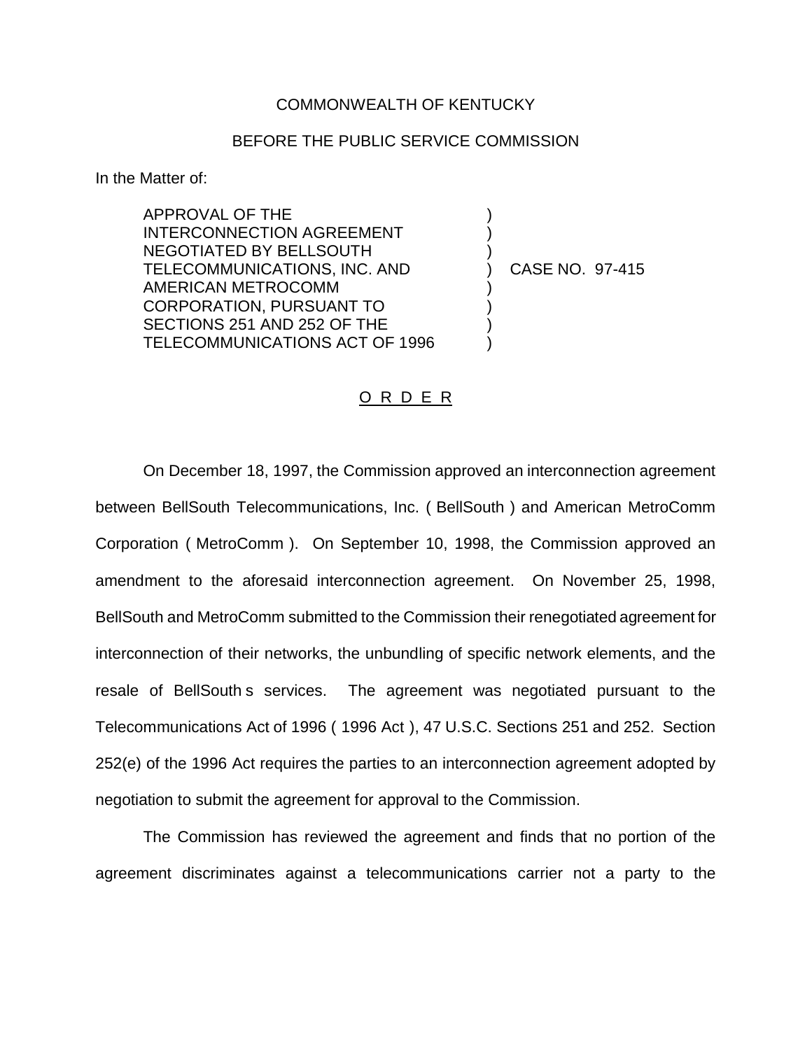COMMONWEALTH OF KENTUCKY

BEFORE THE PUBLIC SERVICE COMMISSION

In the Matter of:

APPROVAL OF THE INTERCONNECTION AGREEMENT NEGOTIATED BY BELLSOUTH TELECOMMUNICATIONS, INC. AND AMERICAN METROCOMM CORPORATION, PURSUANT TO SECTIONS 251 AND 252 OF THE TELECOMMUNICATIONS ACT OF 1996 ) CASE NO. 97-415

O R D E R

On December 18, 1997, the Commission approved an interconnection agreement between BellSouth Telecommunications, Inc. ( BellSouth ) and American MetroComm Corporation ( MetroComm ). On September 10, 1998, the Commission approved an amendment to the aforesaid interconnection agreement. On November 25, 1998, BellSouth and MetroComm submitted to the Commission their renegotiated agreement for interconnection of their networks, the unbundling of specific network elements, and the resale of BellSouth s services. The agreement was negotiated pursuant to the Telecommunications Act of 1996 ( 1996 Act ), 47 U.S.C. Sections 251 and 252. Section 252(e) of the 1996 Act requires the parties to an interconnection agreement adopted by negotiation to submit the agreement for approval to the Commission.

The Commission has reviewed the agreement and finds that no portion of the agreement discriminates against a telecommunications carrier not a party to the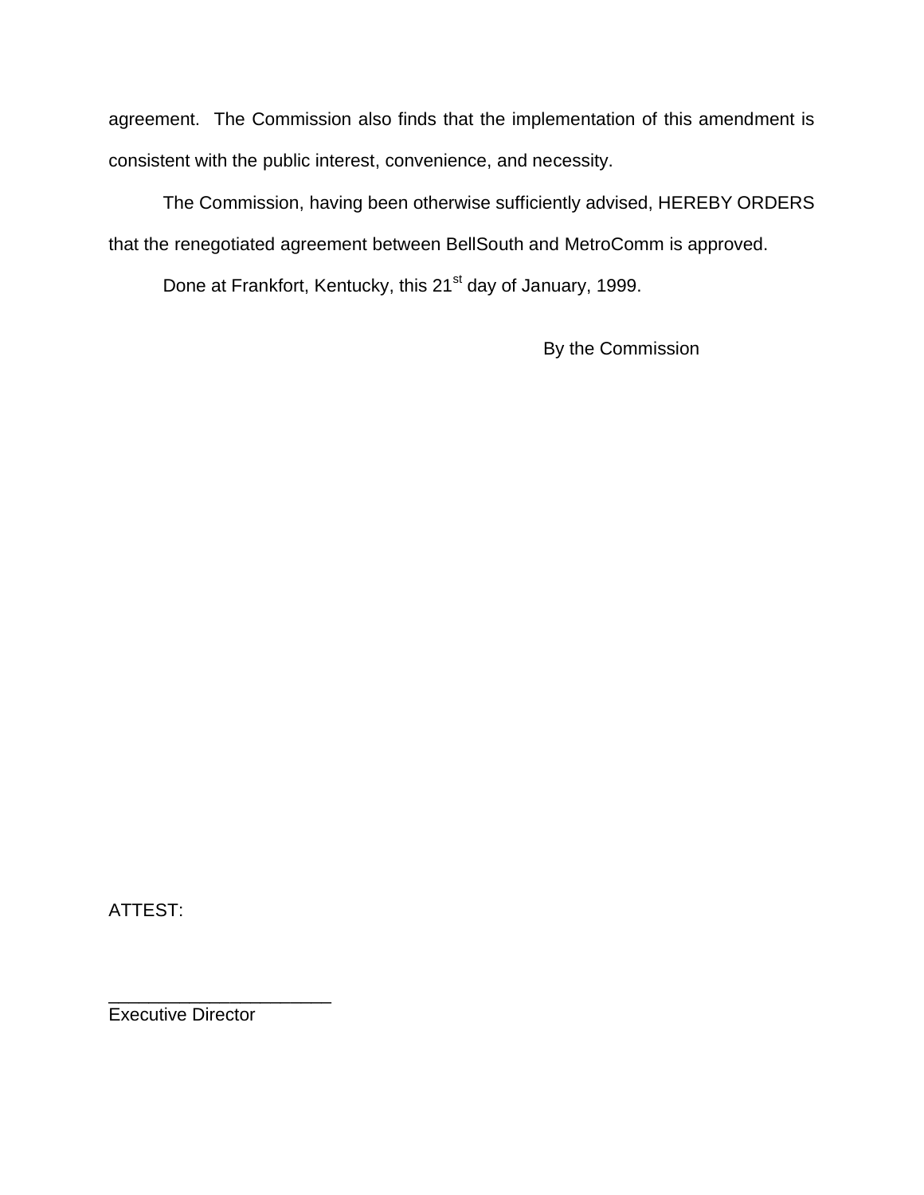agreement. The Commission also finds that the implementation of this amendment is consistent with the public interest, convenience, and necessity.

The Commission, having been otherwise sufficiently advised, HEREBY ORDERS that the renegotiated agreement between BellSouth and MetroComm is approved.

Done at Frankfort, Kentucky, this 21st day of January, 1999.

By the Commission

ATTEST:

______________________
Executive Director